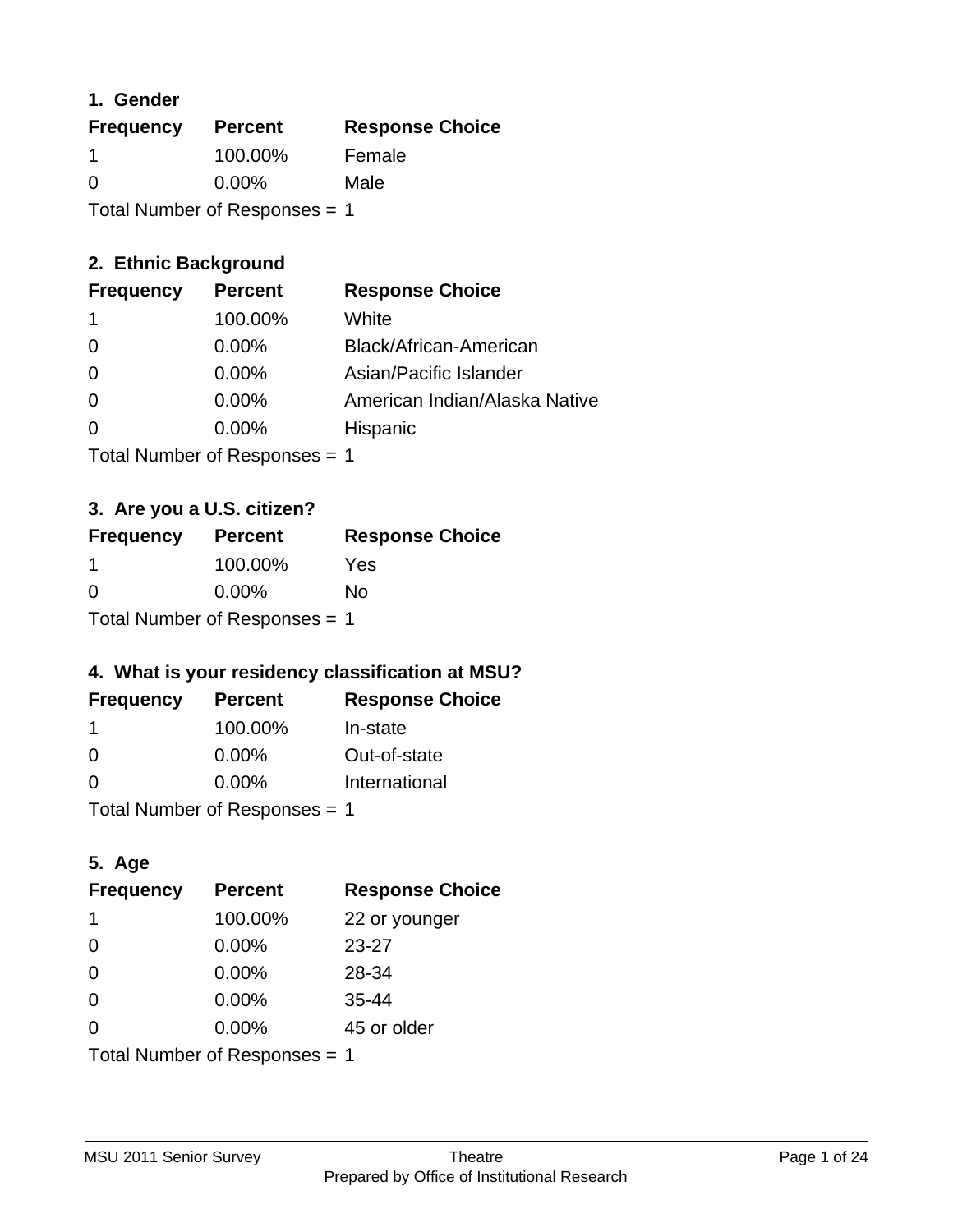### 1. Gender

| Frequency | Percent | Response Choice |
|---|---|---|
| 1 | 100.00% | Female |
| 0 | 0.00% | Male |

Total Number of Responses = 1

### 2. Ethnic Background

| Frequency | Percent | Response Choice |
|---|---|---|
| 1 | 100.00% | White |
| 0 | 0.00% | Black/African-American |
| 0 | 0.00% | Asian/Pacific Islander |
| 0 | 0.00% | American Indian/Alaska Native |
| 0 | 0.00% | Hispanic |

Total Number of Responses = 1

### 3. Are you a U.S. citizen?

| Frequency | Percent | Response Choice |
|---|---|---|
| 1 | 100.00% | Yes |
| 0 | 0.00% | No |

Total Number of Responses = 1

### 4. What is your residency classification at MSU?

| Frequency | Percent | Response Choice |
|---|---|---|
| 1 | 100.00% | In-state |
| 0 | 0.00% | Out-of-state |
| 0 | 0.00% | International |

Total Number of Responses = 1

### 5. Age

| Frequency | Percent | Response Choice |
|---|---|---|
| 1 | 100.00% | 22 or younger |
| 0 | 0.00% | 23-27 |
| 0 | 0.00% | 28-34 |
| 0 | 0.00% | 35-44 |
| 0 | 0.00% | 45 or older |

Total Number of Responses = 1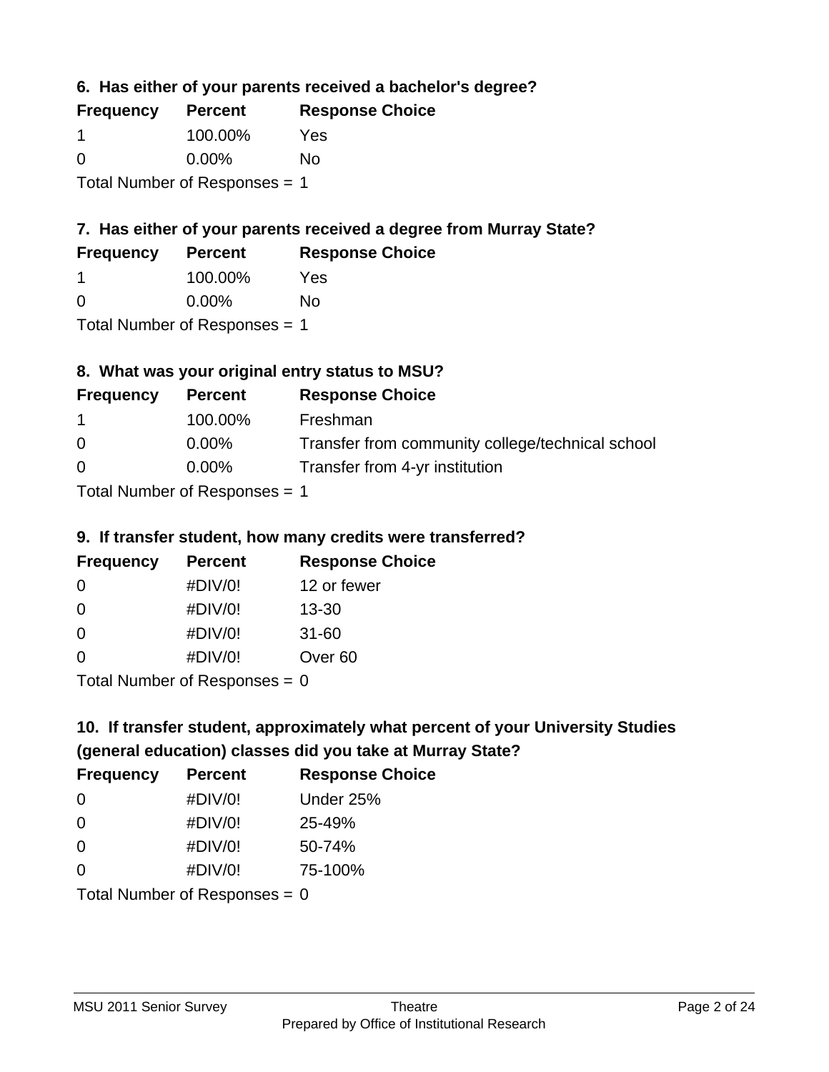### 6. Has either of your parents received a bachelor's degree?

| Frequency | Percent | Response Choice |
|---|---|---|
| 1 | 100.00% | Yes |
| 0 | 0.00% | No |

Total Number of Responses = 1

### 7. Has either of your parents received a degree from Murray State?

| Frequency | Percent | Response Choice |
|---|---|---|
| 1 | 100.00% | Yes |
| 0 | 0.00% | No |

Total Number of Responses = 1

### 8. What was your original entry status to MSU?

| Frequency | Percent | Response Choice |
|---|---|---|
| 1 | 100.00% | Freshman |
| 0 | 0.00% | Transfer from community college/technical school |
| 0 | 0.00% | Transfer from 4-yr institution |

Total Number of Responses = 1

### 9. If transfer student, how many credits were transferred?

| Frequency | Percent | Response Choice |
|---|---|---|
| 0 | #DIV/0! | 12 or fewer |
| 0 | #DIV/0! | 13-30 |
| 0 | #DIV/0! | 31-60 |
| 0 | #DIV/0! | Over 60 |

Total Number of Responses = 0

### 10. If transfer student, approximately what percent of your University Studies (general education) classes did you take at Murray State?

| Frequency | Percent | Response Choice |
|---|---|---|
| 0 | #DIV/0! | Under 25% |
| 0 | #DIV/0! | 25-49% |
| 0 | #DIV/0! | 50-74% |
| 0 | #DIV/0! | 75-100% |

Total Number of Responses = 0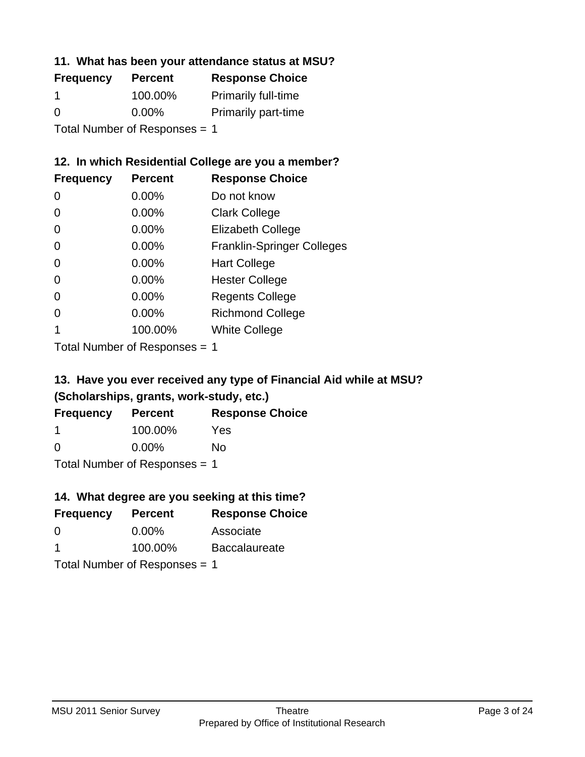### 11. What has been your attendance status at MSU?

| Frequency | Percent | Response Choice |
|---|---|---|
| 1 | 100.00% | Primarily full-time |
| 0 | 0.00% | Primarily part-time |

Total Number of Responses = 1

### 12. In which Residential College are you a member?

| Frequency | Percent | Response Choice |
|---|---|---|
| 0 | 0.00% | Do not know |
| 0 | 0.00% | Clark College |
| 0 | 0.00% | Elizabeth College |
| 0 | 0.00% | Franklin-Springer Colleges |
| 0 | 0.00% | Hart College |
| 0 | 0.00% | Hester College |
| 0 | 0.00% | Regents College |
| 0 | 0.00% | Richmond College |
| 1 | 100.00% | White College |

Total Number of Responses = 1

### 13. Have you ever received any type of Financial Aid while at MSU? (Scholarships, grants, work-study, etc.)

| Frequency | Percent | Response Choice |
|---|---|---|
| 1 | 100.00% | Yes |
| 0 | 0.00% | No |

Total Number of Responses = 1

### 14. What degree are you seeking at this time?

| Frequency | Percent | Response Choice |
|---|---|---|
| 0 | 0.00% | Associate |
| 1 | 100.00% | Baccalaureate |

Total Number of Responses = 1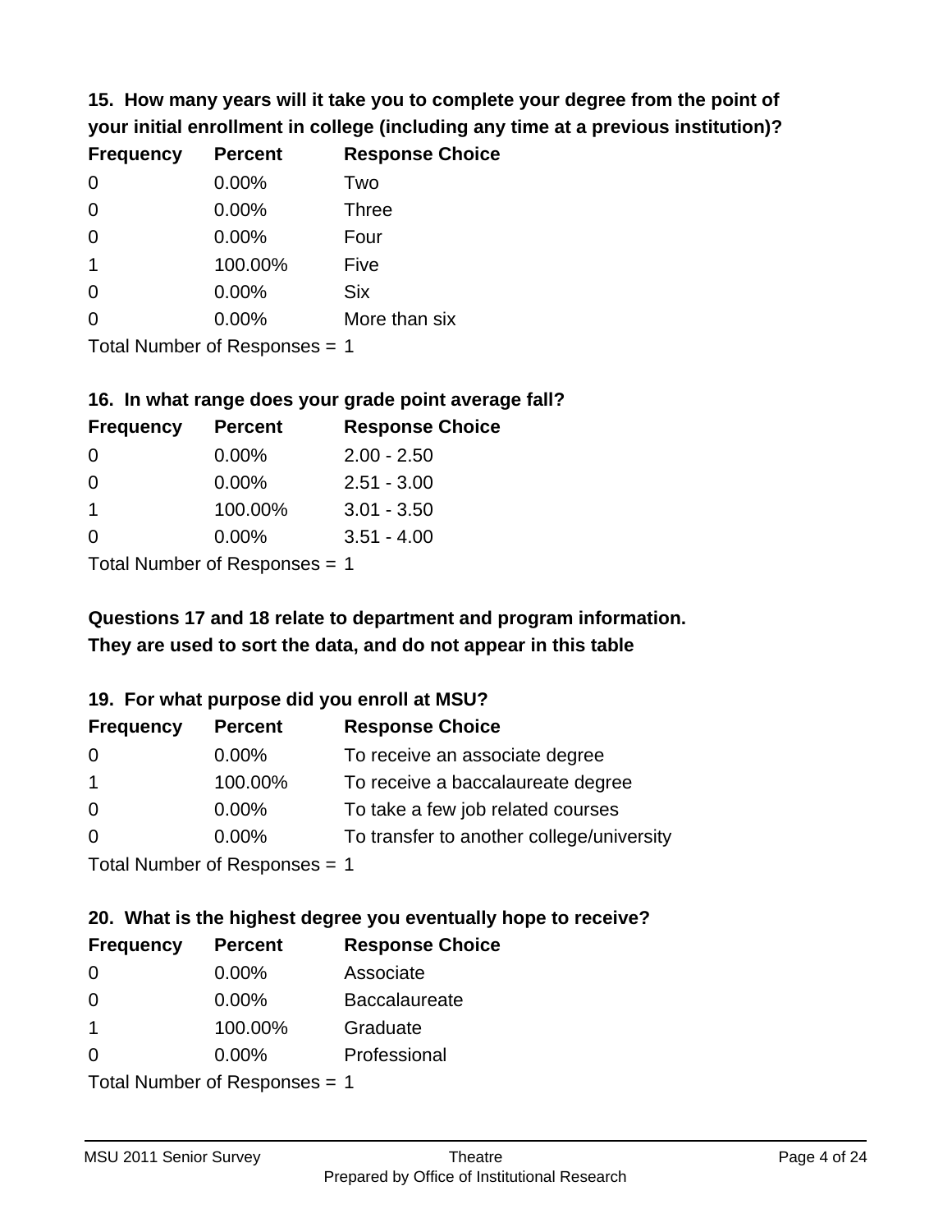**15. How many years will it take you to complete your degree from the point of your initial enrollment in college (including any time at a previous institution)?**

| Frequency | Percent | Response Choice |
|---|---|---|
| 0 | 0.00% | Two |
| 0 | 0.00% | Three |
| 0 | 0.00% | Four |
| 1 | 100.00% | Five |
| 0 | 0.00% | Six |
| 0 | 0.00% | More than six |

Total Number of Responses = 1

**16. In what range does your grade point average fall?**

| Frequency | Percent | Response Choice |
|---|---|---|
| 0 | 0.00% | 2.00 - 2.50 |
| 0 | 0.00% | 2.51 - 3.00 |
| 1 | 100.00% | 3.01 - 3.50 |
| 0 | 0.00% | 3.51 - 4.00 |

Total Number of Responses = 1

**Questions 17 and 18 relate to department and program information. They are used to sort the data, and do not appear in this table**

**19. For what purpose did you enroll at MSU?**

| Frequency | Percent | Response Choice |
|---|---|---|
| 0 | 0.00% | To receive an associate degree |
| 1 | 100.00% | To receive a baccalaureate degree |
| 0 | 0.00% | To take a few job related courses |
| 0 | 0.00% | To transfer to another college/university |

Total Number of Responses = 1

**20. What is the highest degree you eventually hope to receive?**

| Frequency | Percent | Response Choice |
|---|---|---|
| 0 | 0.00% | Associate |
| 0 | 0.00% | Baccalaureate |
| 1 | 100.00% | Graduate |
| 0 | 0.00% | Professional |

Total Number of Responses = 1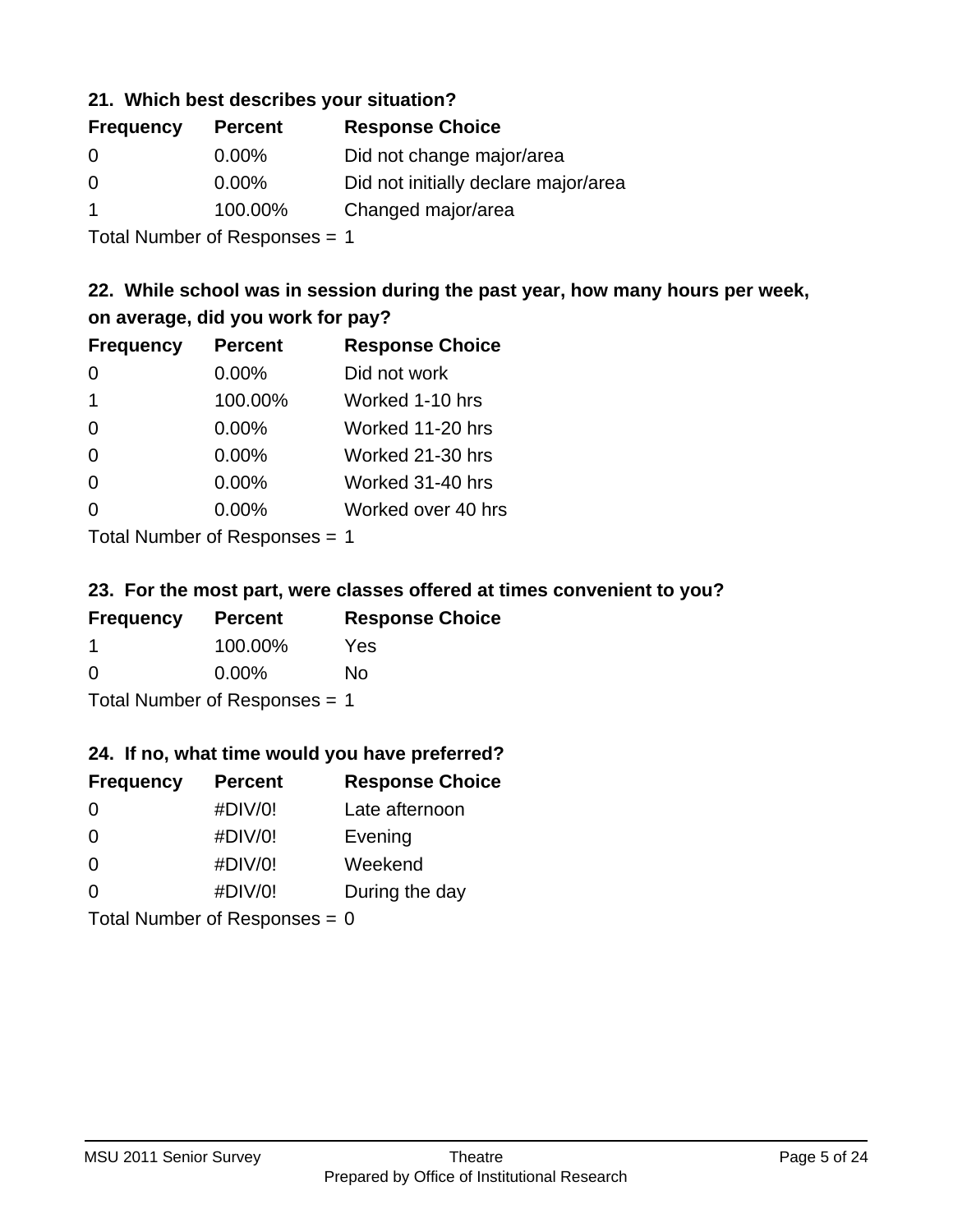### 21. Which best describes your situation?

| Frequency | Percent | Response Choice |
|---|---|---|
| 0 | 0.00% | Did not change major/area |
| 0 | 0.00% | Did not initially declare major/area |
| 1 | 100.00% | Changed major/area |

Total Number of Responses = 1

### 22. While school was in session during the past year, how many hours per week, on average, did you work for pay?

| Frequency | Percent | Response Choice |
|---|---|---|
| 0 | 0.00% | Did not work |
| 1 | 100.00% | Worked 1-10 hrs |
| 0 | 0.00% | Worked 11-20 hrs |
| 0 | 0.00% | Worked 21-30 hrs |
| 0 | 0.00% | Worked 31-40 hrs |
| 0 | 0.00% | Worked over 40 hrs |

Total Number of Responses = 1

### 23. For the most part, were classes offered at times convenient to you?

| Frequency | Percent | Response Choice |
|---|---|---|
| 1 | 100.00% | Yes |
| 0 | 0.00% | No |

Total Number of Responses = 1

### 24. If no, what time would you have preferred?

| Frequency | Percent | Response Choice |
|---|---|---|
| 0 | #DIV/0! | Late afternoon |
| 0 | #DIV/0! | Evening |
| 0 | #DIV/0! | Weekend |
| 0 | #DIV/0! | During the day |

Total Number of Responses = 0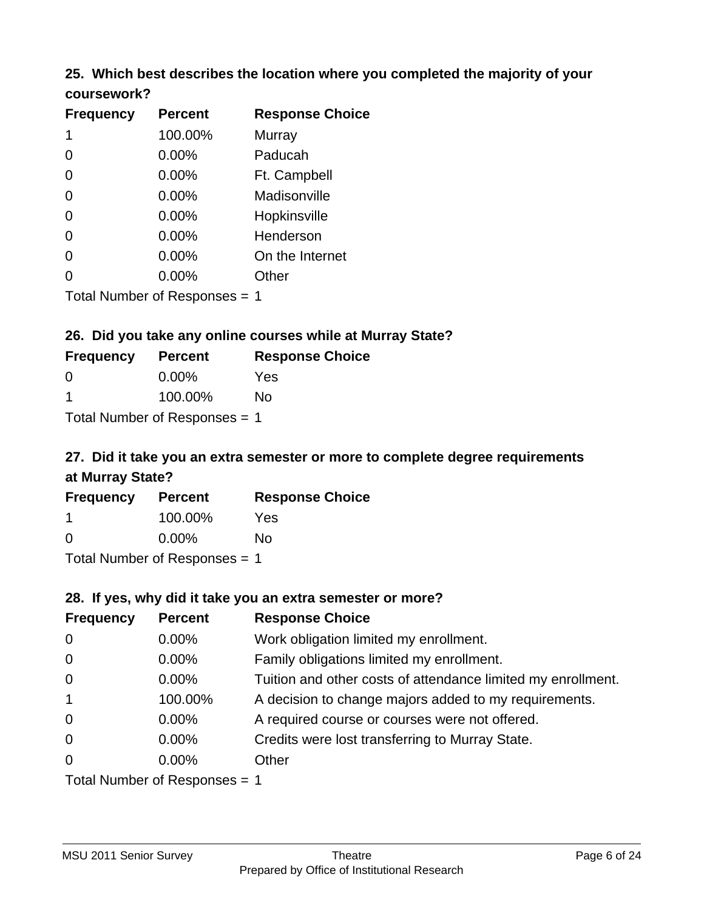### 25. Which best describes the location where you completed the majority of your coursework?

| Frequency | Percent | Response Choice |
|---|---|---|
| 1 | 100.00% | Murray |
| 0 | 0.00% | Paducah |
| 0 | 0.00% | Ft. Campbell |
| 0 | 0.00% | Madisonville |
| 0 | 0.00% | Hopkinsville |
| 0 | 0.00% | Henderson |
| 0 | 0.00% | On the Internet |
| 0 | 0.00% | Other |

Total Number of Responses = 1

### 26. Did you take any online courses while at Murray State?

| Frequency | Percent | Response Choice |
|---|---|---|
| 0 | 0.00% | Yes |
| 1 | 100.00% | No |

Total Number of Responses = 1

### 27. Did it take you an extra semester or more to complete degree requirements at Murray State?

| Frequency | Percent | Response Choice |
|---|---|---|
| 1 | 100.00% | Yes |
| 0 | 0.00% | No |

Total Number of Responses = 1

### 28. If yes, why did it take you an extra semester or more?

| Frequency | Percent | Response Choice |
|---|---|---|
| 0 | 0.00% | Work obligation limited my enrollment. |
| 0 | 0.00% | Family obligations limited my enrollment. |
| 0 | 0.00% | Tuition and other costs of attendance limited my enrollment. |
| 1 | 100.00% | A decision to change majors added to my requirements. |
| 0 | 0.00% | A required course or courses were not offered. |
| 0 | 0.00% | Credits were lost transferring to Murray State. |
| 0 | 0.00% | Other |

Total Number of Responses = 1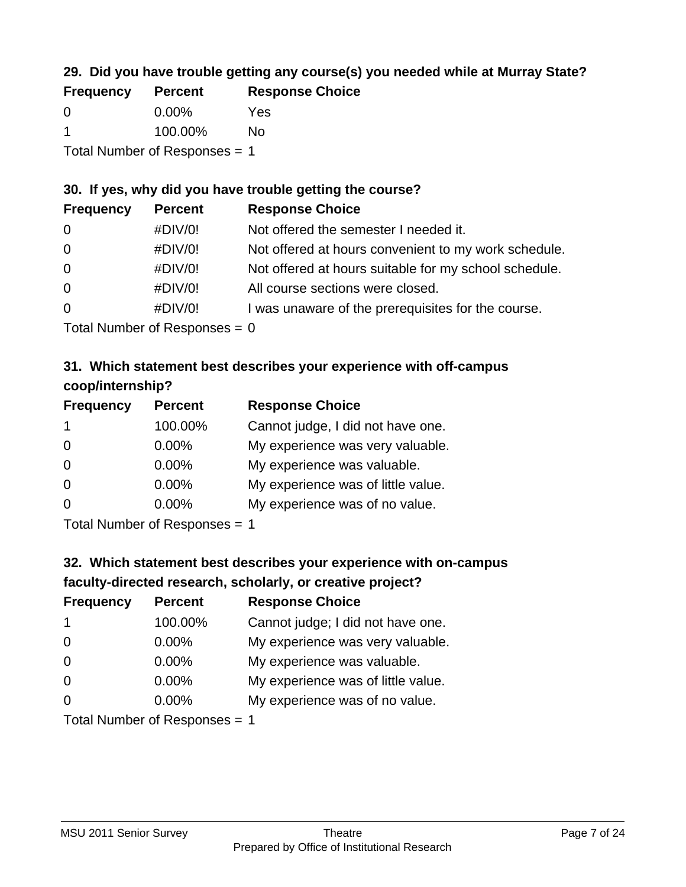### 29. Did you have trouble getting any course(s) you needed while at Murray State?

| Frequency | Percent | Response Choice |
|---|---|---|
| 0 | 0.00% | Yes |
| 1 | 100.00% | No |

Total Number of Responses = 1

### 30. If yes, why did you have trouble getting the course?

| Frequency | Percent | Response Choice |
|---|---|---|
| 0 | #DIV/0! | Not offered the semester I needed it. |
| 0 | #DIV/0! | Not offered at hours convenient to my work schedule. |
| 0 | #DIV/0! | Not offered at hours suitable for my school schedule. |
| 0 | #DIV/0! | All course sections were closed. |
| 0 | #DIV/0! | I was unaware of the prerequisites for the course. |

Total Number of Responses = 0

### 31. Which statement best describes your experience with off-campus coop/internship?

| Frequency | Percent | Response Choice |
|---|---|---|
| 1 | 100.00% | Cannot judge, I did not have one. |
| 0 | 0.00% | My experience was very valuable. |
| 0 | 0.00% | My experience was valuable. |
| 0 | 0.00% | My experience was of little value. |
| 0 | 0.00% | My experience was of no value. |

Total Number of Responses = 1

### 32. Which statement best describes your experience with on-campus faculty-directed research, scholarly, or creative project?

| Frequency | Percent | Response Choice |
|---|---|---|
| 1 | 100.00% | Cannot judge; I did not have one. |
| 0 | 0.00% | My experience was very valuable. |
| 0 | 0.00% | My experience was valuable. |
| 0 | 0.00% | My experience was of little value. |
| 0 | 0.00% | My experience was of no value. |

Total Number of Responses = 1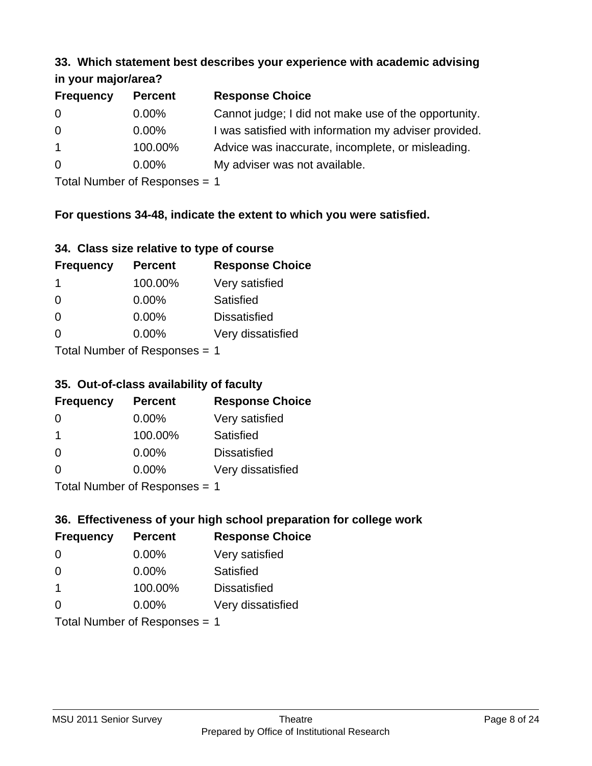### 33. Which statement best describes your experience with academic advising in your major/area?

| Frequency | Percent | Response Choice |
|---|---|---|
| 0 | 0.00% | Cannot judge; I did not make use of the opportunity. |
| 0 | 0.00% | I was satisfied with information my adviser provided. |
| 1 | 100.00% | Advice was inaccurate, incomplete, or misleading. |
| 0 | 0.00% | My adviser was not available. |

Total Number of Responses = 1

**For questions 34-48, indicate the extent to which you were satisfied.**

### 34. Class size relative to type of course

| Frequency | Percent | Response Choice |
|---|---|---|
| 1 | 100.00% | Very satisfied |
| 0 | 0.00% | Satisfied |
| 0 | 0.00% | Dissatisfied |
| 0 | 0.00% | Very dissatisfied |

Total Number of Responses = 1

### 35. Out-of-class availability of faculty

| Frequency | Percent | Response Choice |
|---|---|---|
| 0 | 0.00% | Very satisfied |
| 1 | 100.00% | Satisfied |
| 0 | 0.00% | Dissatisfied |
| 0 | 0.00% | Very dissatisfied |

Total Number of Responses = 1

### 36. Effectiveness of your high school preparation for college work

| Frequency | Percent | Response Choice |
|---|---|---|
| 0 | 0.00% | Very satisfied |
| 0 | 0.00% | Satisfied |
| 1 | 100.00% | Dissatisfied |
| 0 | 0.00% | Very dissatisfied |

Total Number of Responses = 1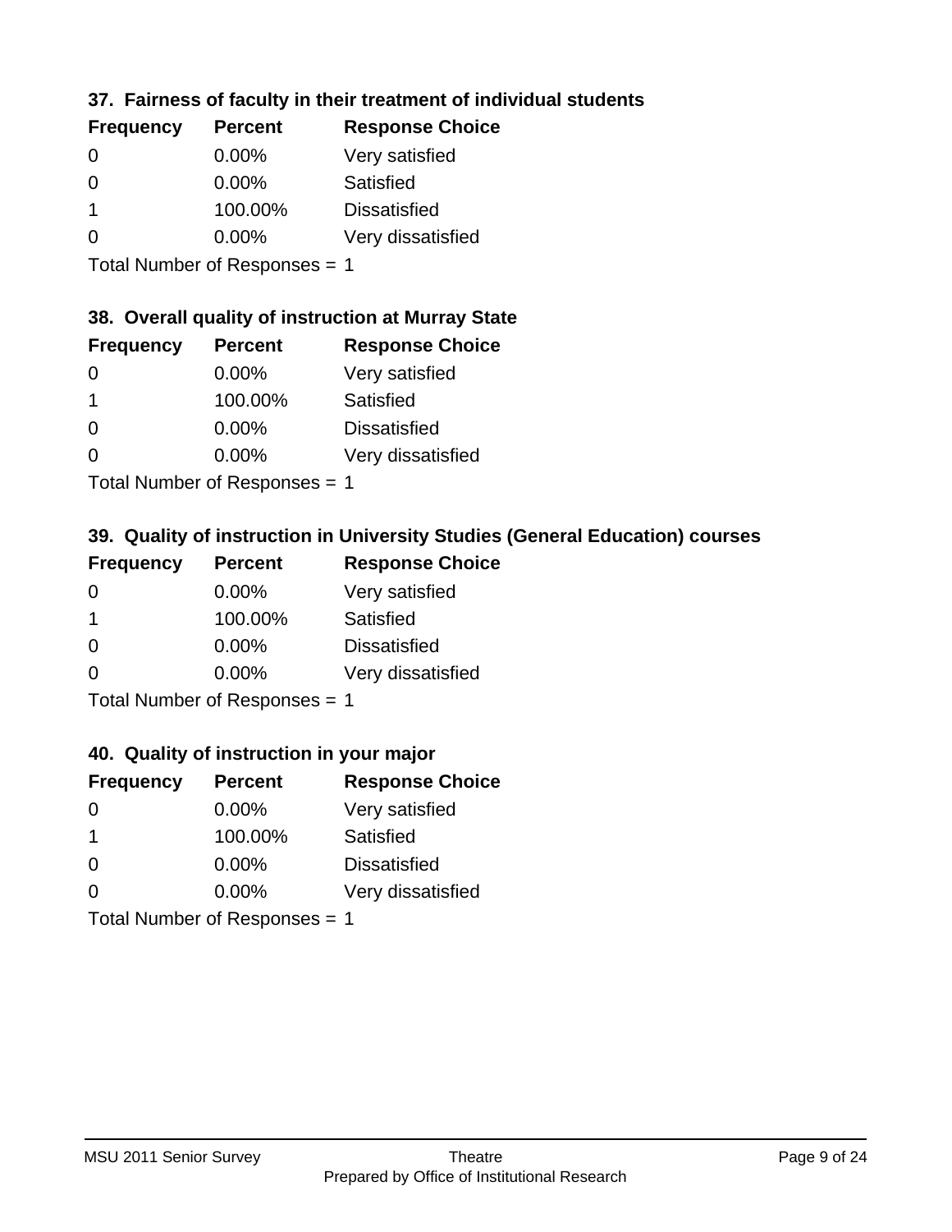### 37. Fairness of faculty in their treatment of individual students

| Frequency | Percent | Response Choice |
|---|---|---|
| 0 | 0.00% | Very satisfied |
| 0 | 0.00% | Satisfied |
| 1 | 100.00% | Dissatisfied |
| 0 | 0.00% | Very dissatisfied |

Total Number of Responses = 1

### 38. Overall quality of instruction at Murray State

| Frequency | Percent | Response Choice |
|---|---|---|
| 0 | 0.00% | Very satisfied |
| 1 | 100.00% | Satisfied |
| 0 | 0.00% | Dissatisfied |
| 0 | 0.00% | Very dissatisfied |

Total Number of Responses = 1

### 39. Quality of instruction in University Studies (General Education) courses

| Frequency | Percent | Response Choice |
|---|---|---|
| 0 | 0.00% | Very satisfied |
| 1 | 100.00% | Satisfied |
| 0 | 0.00% | Dissatisfied |
| 0 | 0.00% | Very dissatisfied |

Total Number of Responses = 1

### 40. Quality of instruction in your major

| Frequency | Percent | Response Choice |
|---|---|---|
| 0 | 0.00% | Very satisfied |
| 1 | 100.00% | Satisfied |
| 0 | 0.00% | Dissatisfied |
| 0 | 0.00% | Very dissatisfied |

Total Number of Responses = 1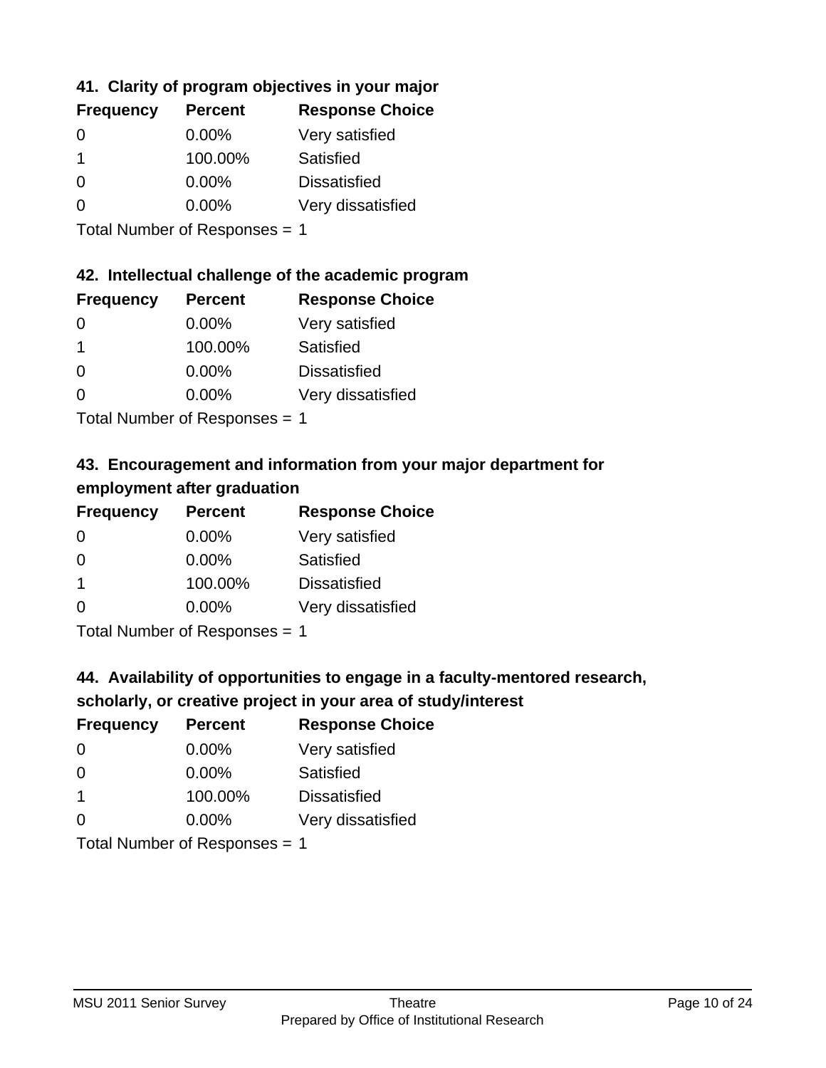### 41. Clarity of program objectives in your major

| Frequency | Percent | Response Choice |
|---|---|---|
| 0 | 0.00% | Very satisfied |
| 1 | 100.00% | Satisfied |
| 0 | 0.00% | Dissatisfied |
| 0 | 0.00% | Very dissatisfied |

Total Number of Responses = 1

### 42. Intellectual challenge of the academic program

| Frequency | Percent | Response Choice |
|---|---|---|
| 0 | 0.00% | Very satisfied |
| 1 | 100.00% | Satisfied |
| 0 | 0.00% | Dissatisfied |
| 0 | 0.00% | Very dissatisfied |

Total Number of Responses = 1

### 43. Encouragement and information from your major department for employment after graduation

| Frequency | Percent | Response Choice |
|---|---|---|
| 0 | 0.00% | Very satisfied |
| 0 | 0.00% | Satisfied |
| 1 | 100.00% | Dissatisfied |
| 0 | 0.00% | Very dissatisfied |

Total Number of Responses = 1

### 44. Availability of opportunities to engage in a faculty-mentored research, scholarly, or creative project in your area of study/interest

| Frequency | Percent | Response Choice |
|---|---|---|
| 0 | 0.00% | Very satisfied |
| 0 | 0.00% | Satisfied |
| 1 | 100.00% | Dissatisfied |
| 0 | 0.00% | Very dissatisfied |

Total Number of Responses = 1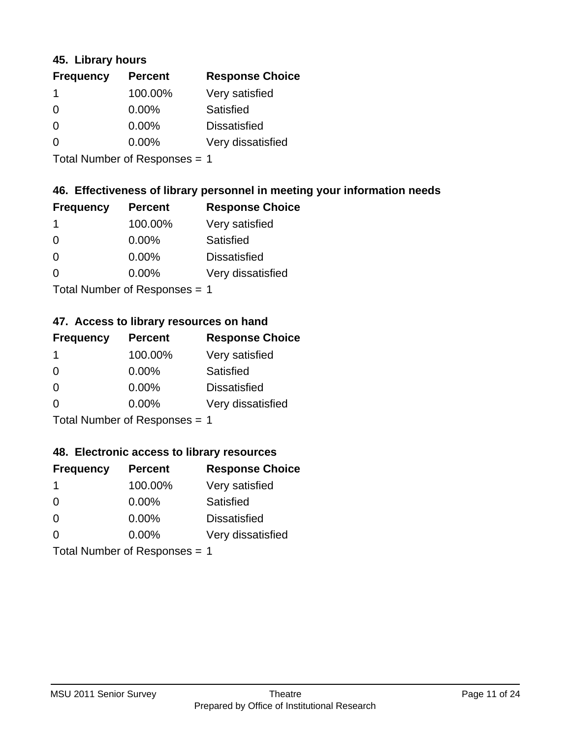### 45. Library hours

| Frequency | Percent | Response Choice |
|---|---|---|
| 1 | 100.00% | Very satisfied |
| 0 | 0.00% | Satisfied |
| 0 | 0.00% | Dissatisfied |
| 0 | 0.00% | Very dissatisfied |

Total Number of Responses = 1

### 46. Effectiveness of library personnel in meeting your information needs

| Frequency | Percent | Response Choice |
|---|---|---|
| 1 | 100.00% | Very satisfied |
| 0 | 0.00% | Satisfied |
| 0 | 0.00% | Dissatisfied |
| 0 | 0.00% | Very dissatisfied |

Total Number of Responses = 1

### 47. Access to library resources on hand

| Frequency | Percent | Response Choice |
|---|---|---|
| 1 | 100.00% | Very satisfied |
| 0 | 0.00% | Satisfied |
| 0 | 0.00% | Dissatisfied |
| 0 | 0.00% | Very dissatisfied |

Total Number of Responses = 1

### 48. Electronic access to library resources

| Frequency | Percent | Response Choice |
|---|---|---|
| 1 | 100.00% | Very satisfied |
| 0 | 0.00% | Satisfied |
| 0 | 0.00% | Dissatisfied |
| 0 | 0.00% | Very dissatisfied |

Total Number of Responses = 1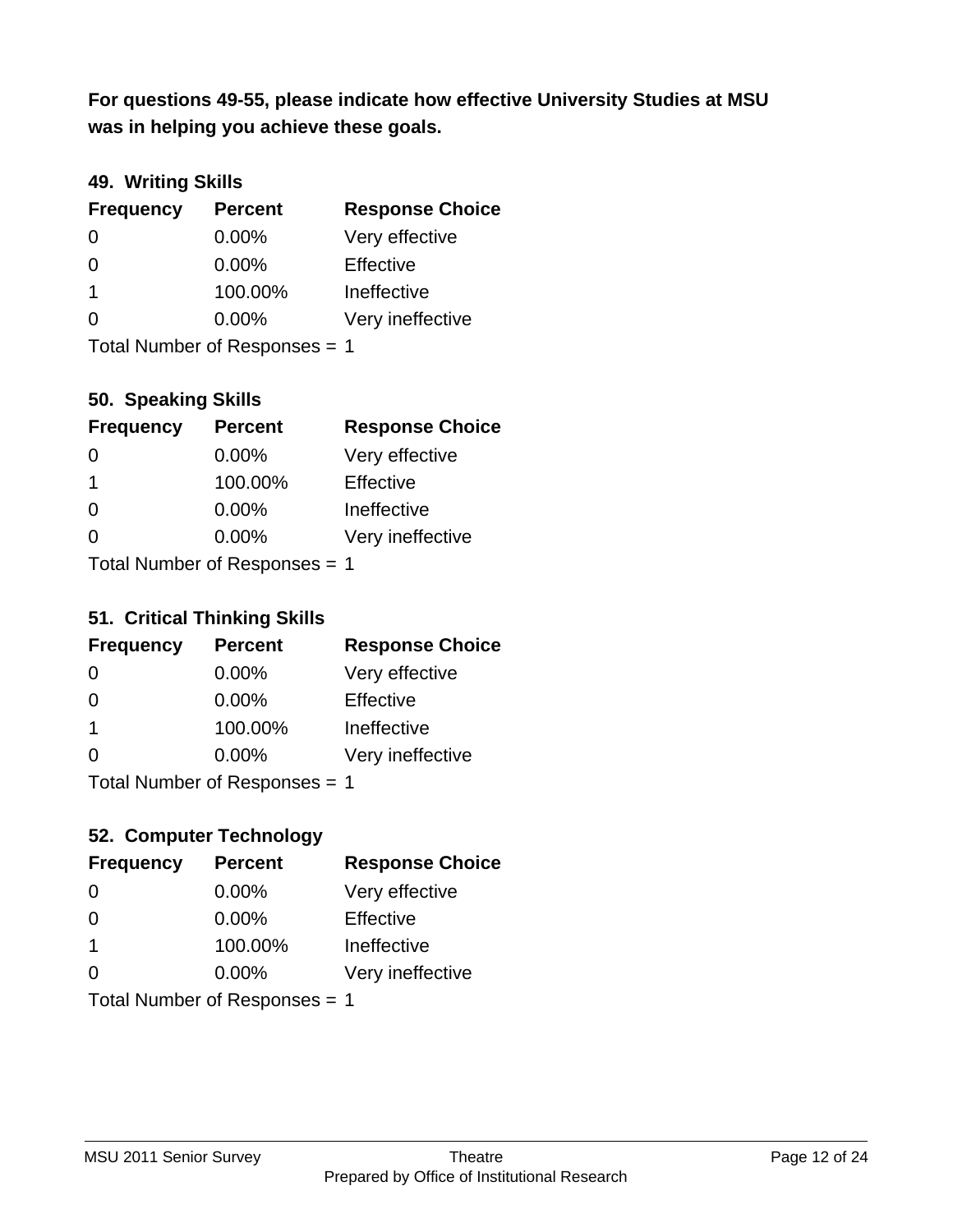**For questions 49-55, please indicate how effective University Studies at MSU was in helping you achieve these goals.**

### 49. Writing Skills

| Frequency | Percent | Response Choice |
|---|---|---|
| 0 | 0.00% | Very effective |
| 0 | 0.00% | Effective |
| 1 | 100.00% | Ineffective |
| 0 | 0.00% | Very ineffective |

Total Number of Responses = 1

### 50. Speaking Skills

| Frequency | Percent | Response Choice |
|---|---|---|
| 0 | 0.00% | Very effective |
| 1 | 100.00% | Effective |
| 0 | 0.00% | Ineffective |
| 0 | 0.00% | Very ineffective |

Total Number of Responses = 1

### 51. Critical Thinking Skills

| Frequency | Percent | Response Choice |
|---|---|---|
| 0 | 0.00% | Very effective |
| 0 | 0.00% | Effective |
| 1 | 100.00% | Ineffective |
| 0 | 0.00% | Very ineffective |

Total Number of Responses = 1

### 52. Computer Technology

| Frequency | Percent | Response Choice |
|---|---|---|
| 0 | 0.00% | Very effective |
| 0 | 0.00% | Effective |
| 1 | 100.00% | Ineffective |
| 0 | 0.00% | Very ineffective |

Total Number of Responses = 1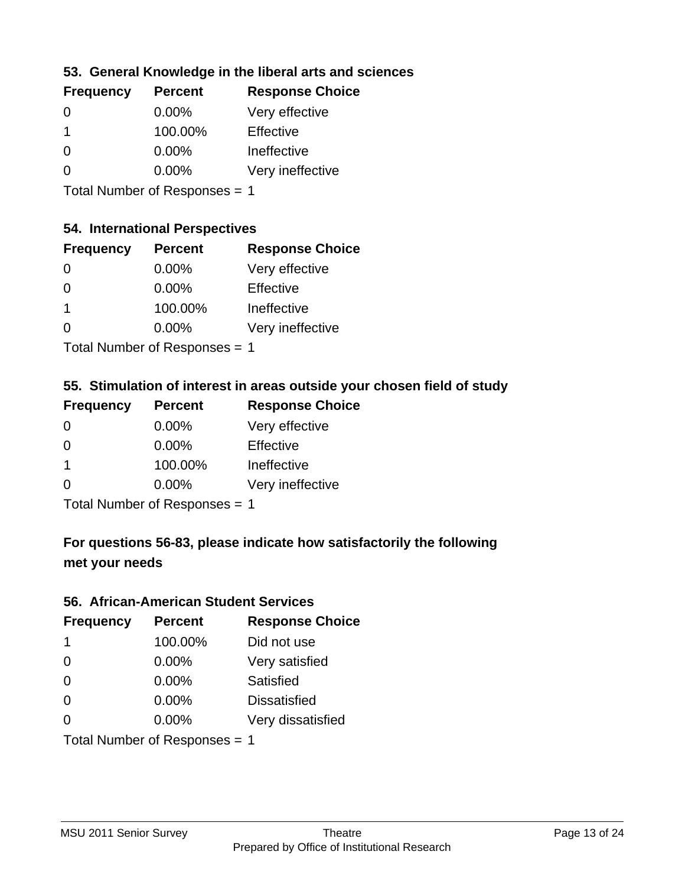### 53. General Knowledge in the liberal arts and sciences

| Frequency | Percent | Response Choice |
|---|---|---|
| 0 | 0.00% | Very effective |
| 1 | 100.00% | Effective |
| 0 | 0.00% | Ineffective |
| 0 | 0.00% | Very ineffective |

Total Number of Responses = 1

### 54. International Perspectives

| Frequency | Percent | Response Choice |
|---|---|---|
| 0 | 0.00% | Very effective |
| 0 | 0.00% | Effective |
| 1 | 100.00% | Ineffective |
| 0 | 0.00% | Very ineffective |

Total Number of Responses = 1

### 55. Stimulation of interest in areas outside your chosen field of study

| Frequency | Percent | Response Choice |
|---|---|---|
| 0 | 0.00% | Very effective |
| 0 | 0.00% | Effective |
| 1 | 100.00% | Ineffective |
| 0 | 0.00% | Very ineffective |

Total Number of Responses = 1

### For questions 56-83, please indicate how satisfactorily the following met your needs

### 56. African-American Student Services

| Frequency | Percent | Response Choice |
|---|---|---|
| 1 | 100.00% | Did not use |
| 0 | 0.00% | Very satisfied |
| 0 | 0.00% | Satisfied |
| 0 | 0.00% | Dissatisfied |
| 0 | 0.00% | Very dissatisfied |

Total Number of Responses = 1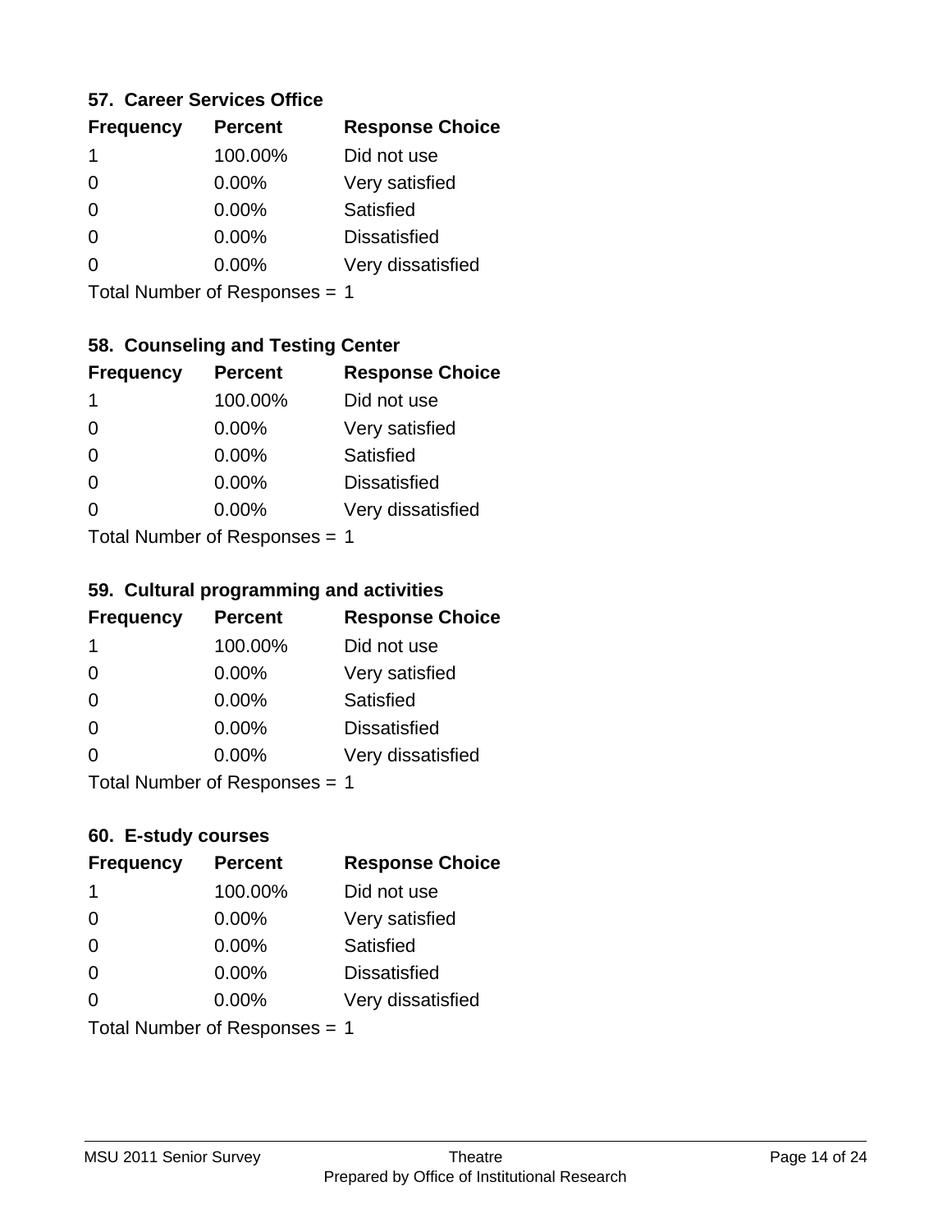### 57. Career Services Office

| Frequency | Percent | Response Choice |
|---|---|---|
| 1 | 100.00% | Did not use |
| 0 | 0.00% | Very satisfied |
| 0 | 0.00% | Satisfied |
| 0 | 0.00% | Dissatisfied |
| 0 | 0.00% | Very dissatisfied |

Total Number of Responses = 1

### 58. Counseling and Testing Center

| Frequency | Percent | Response Choice |
|---|---|---|
| 1 | 100.00% | Did not use |
| 0 | 0.00% | Very satisfied |
| 0 | 0.00% | Satisfied |
| 0 | 0.00% | Dissatisfied |
| 0 | 0.00% | Very dissatisfied |

Total Number of Responses = 1

### 59. Cultural programming and activities

| Frequency | Percent | Response Choice |
|---|---|---|
| 1 | 100.00% | Did not use |
| 0 | 0.00% | Very satisfied |
| 0 | 0.00% | Satisfied |
| 0 | 0.00% | Dissatisfied |
| 0 | 0.00% | Very dissatisfied |

Total Number of Responses = 1

### 60. E-study courses

| Frequency | Percent | Response Choice |
|---|---|---|
| 1 | 100.00% | Did not use |
| 0 | 0.00% | Very satisfied |
| 0 | 0.00% | Satisfied |
| 0 | 0.00% | Dissatisfied |
| 0 | 0.00% | Very dissatisfied |

Total Number of Responses = 1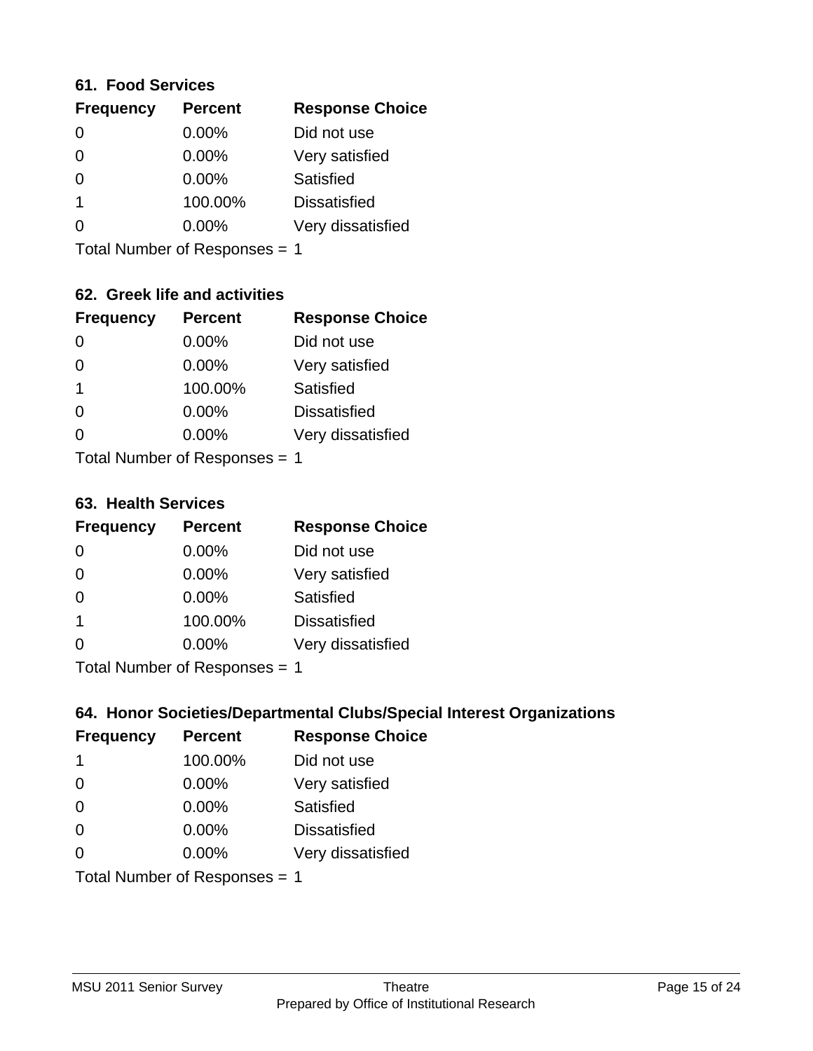### 61. Food Services

| Frequency | Percent | Response Choice |
| --- | --- | --- |
| 0 | 0.00% | Did not use |
| 0 | 0.00% | Very satisfied |
| 0 | 0.00% | Satisfied |
| 1 | 100.00% | Dissatisfied |
| 0 | 0.00% | Very dissatisfied |

Total Number of Responses = 1

### 62. Greek life and activities

| Frequency | Percent | Response Choice |
| --- | --- | --- |
| 0 | 0.00% | Did not use |
| 0 | 0.00% | Very satisfied |
| 1 | 100.00% | Satisfied |
| 0 | 0.00% | Dissatisfied |
| 0 | 0.00% | Very dissatisfied |

Total Number of Responses = 1

### 63. Health Services

| Frequency | Percent | Response Choice |
| --- | --- | --- |
| 0 | 0.00% | Did not use |
| 0 | 0.00% | Very satisfied |
| 0 | 0.00% | Satisfied |
| 1 | 100.00% | Dissatisfied |
| 0 | 0.00% | Very dissatisfied |

Total Number of Responses = 1

### 64. Honor Societies/Departmental Clubs/Special Interest Organizations

| Frequency | Percent | Response Choice |
| --- | --- | --- |
| 1 | 100.00% | Did not use |
| 0 | 0.00% | Very satisfied |
| 0 | 0.00% | Satisfied |
| 0 | 0.00% | Dissatisfied |
| 0 | 0.00% | Very dissatisfied |

Total Number of Responses = 1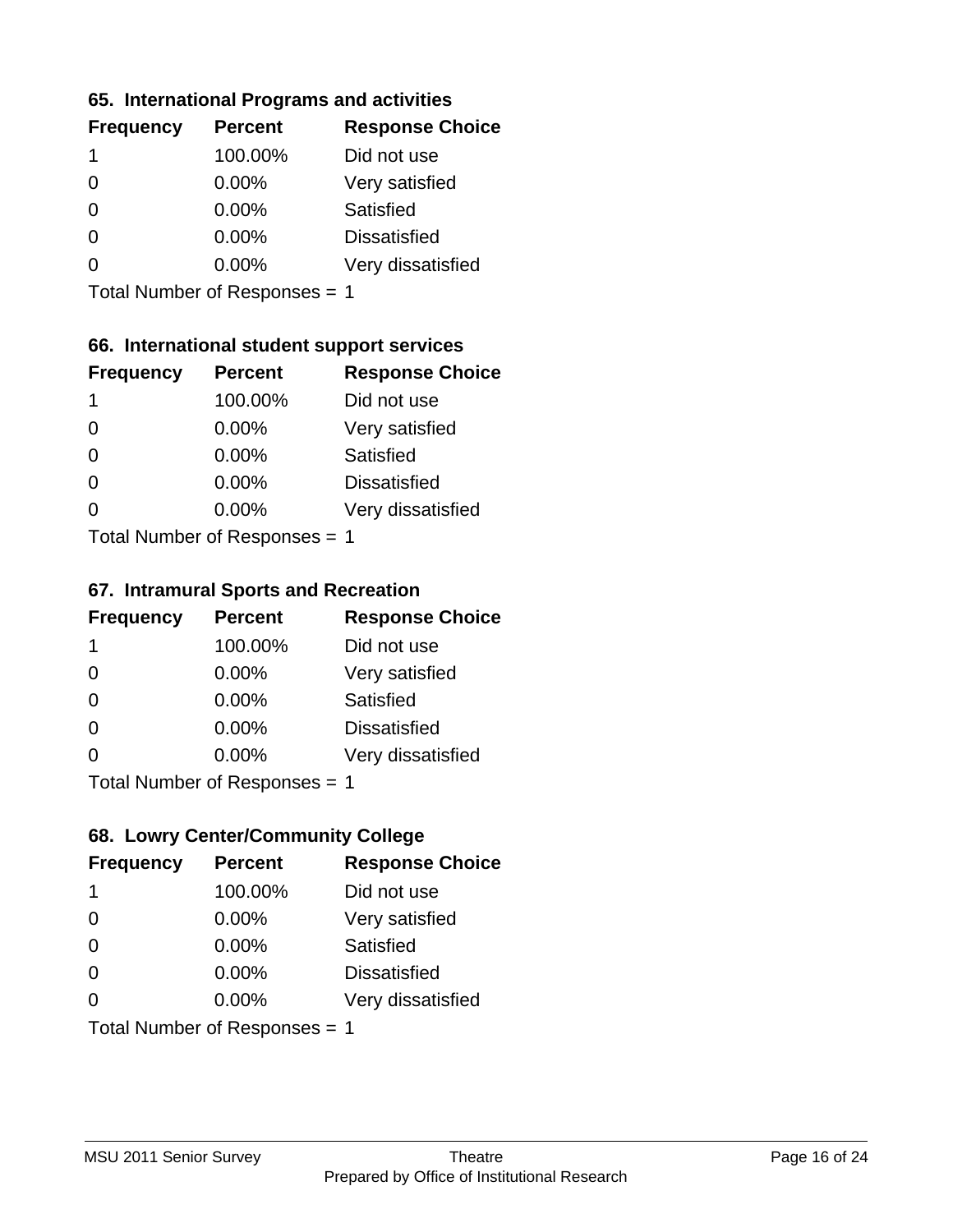### 65. International Programs and activities

| Frequency | Percent | Response Choice |
|---|---|---|
| 1 | 100.00% | Did not use |
| 0 | 0.00% | Very satisfied |
| 0 | 0.00% | Satisfied |
| 0 | 0.00% | Dissatisfied |
| 0 | 0.00% | Very dissatisfied |

Total Number of Responses = 1

### 66. International student support services

| Frequency | Percent | Response Choice |
|---|---|---|
| 1 | 100.00% | Did not use |
| 0 | 0.00% | Very satisfied |
| 0 | 0.00% | Satisfied |
| 0 | 0.00% | Dissatisfied |
| 0 | 0.00% | Very dissatisfied |

Total Number of Responses = 1

### 67. Intramural Sports and Recreation

| Frequency | Percent | Response Choice |
|---|---|---|
| 1 | 100.00% | Did not use |
| 0 | 0.00% | Very satisfied |
| 0 | 0.00% | Satisfied |
| 0 | 0.00% | Dissatisfied |
| 0 | 0.00% | Very dissatisfied |

Total Number of Responses = 1

### 68. Lowry Center/Community College

| Frequency | Percent | Response Choice |
|---|---|---|
| 1 | 100.00% | Did not use |
| 0 | 0.00% | Very satisfied |
| 0 | 0.00% | Satisfied |
| 0 | 0.00% | Dissatisfied |
| 0 | 0.00% | Very dissatisfied |

Total Number of Responses = 1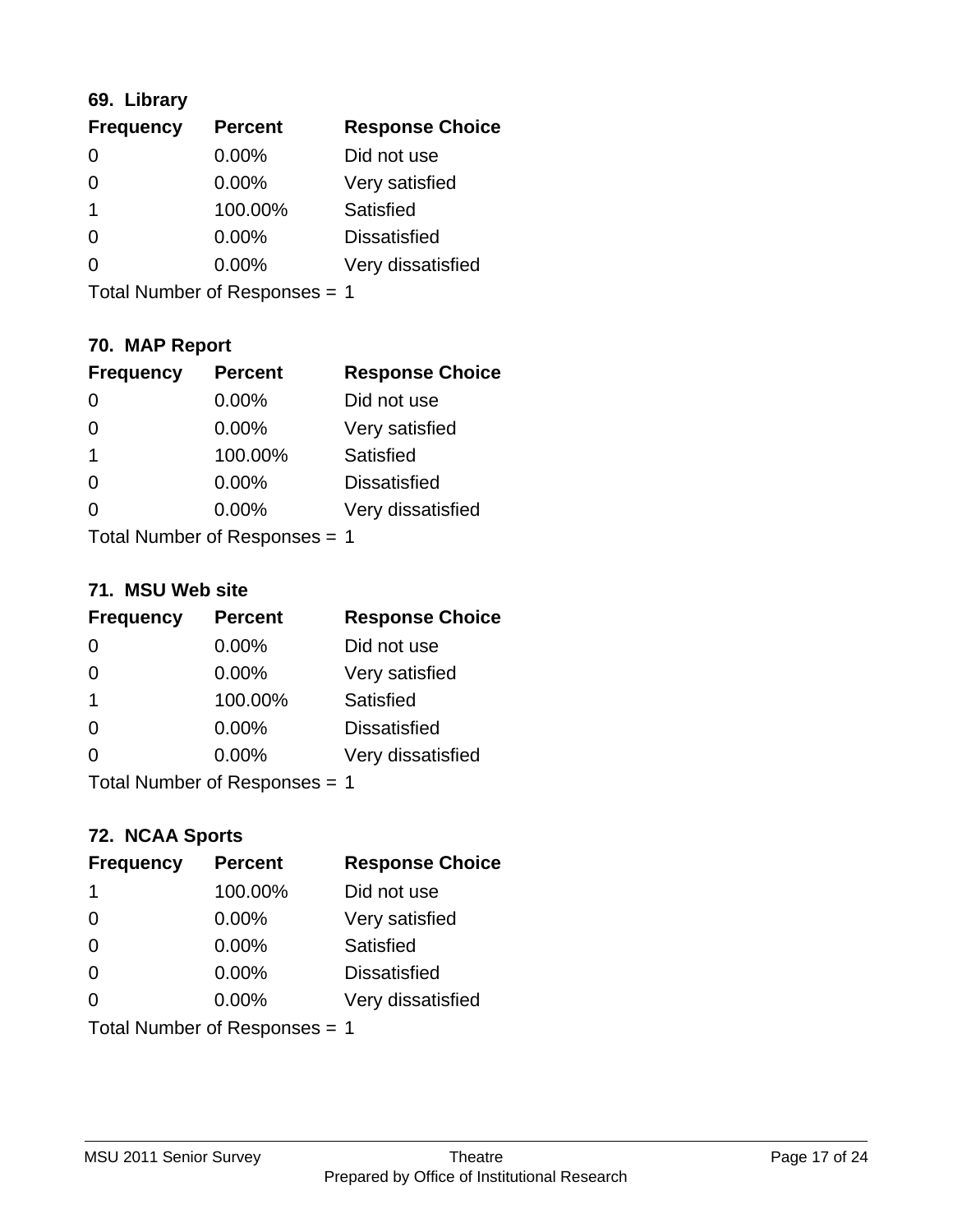### 69. Library

| Frequency | Percent | Response Choice |
|---|---|---|
| 0 | 0.00% | Did not use |
| 0 | 0.00% | Very satisfied |
| 1 | 100.00% | Satisfied |
| 0 | 0.00% | Dissatisfied |
| 0 | 0.00% | Very dissatisfied |

Total Number of Responses = 1

### 70. MAP Report

| Frequency | Percent | Response Choice |
|---|---|---|
| 0 | 0.00% | Did not use |
| 0 | 0.00% | Very satisfied |
| 1 | 100.00% | Satisfied |
| 0 | 0.00% | Dissatisfied |
| 0 | 0.00% | Very dissatisfied |

Total Number of Responses = 1

### 71. MSU Web site

| Frequency | Percent | Response Choice |
|---|---|---|
| 0 | 0.00% | Did not use |
| 0 | 0.00% | Very satisfied |
| 1 | 100.00% | Satisfied |
| 0 | 0.00% | Dissatisfied |
| 0 | 0.00% | Very dissatisfied |

Total Number of Responses = 1

### 72. NCAA Sports

| Frequency | Percent | Response Choice |
|---|---|---|
| 1 | 100.00% | Did not use |
| 0 | 0.00% | Very satisfied |
| 0 | 0.00% | Satisfied |
| 0 | 0.00% | Dissatisfied |
| 0 | 0.00% | Very dissatisfied |

Total Number of Responses = 1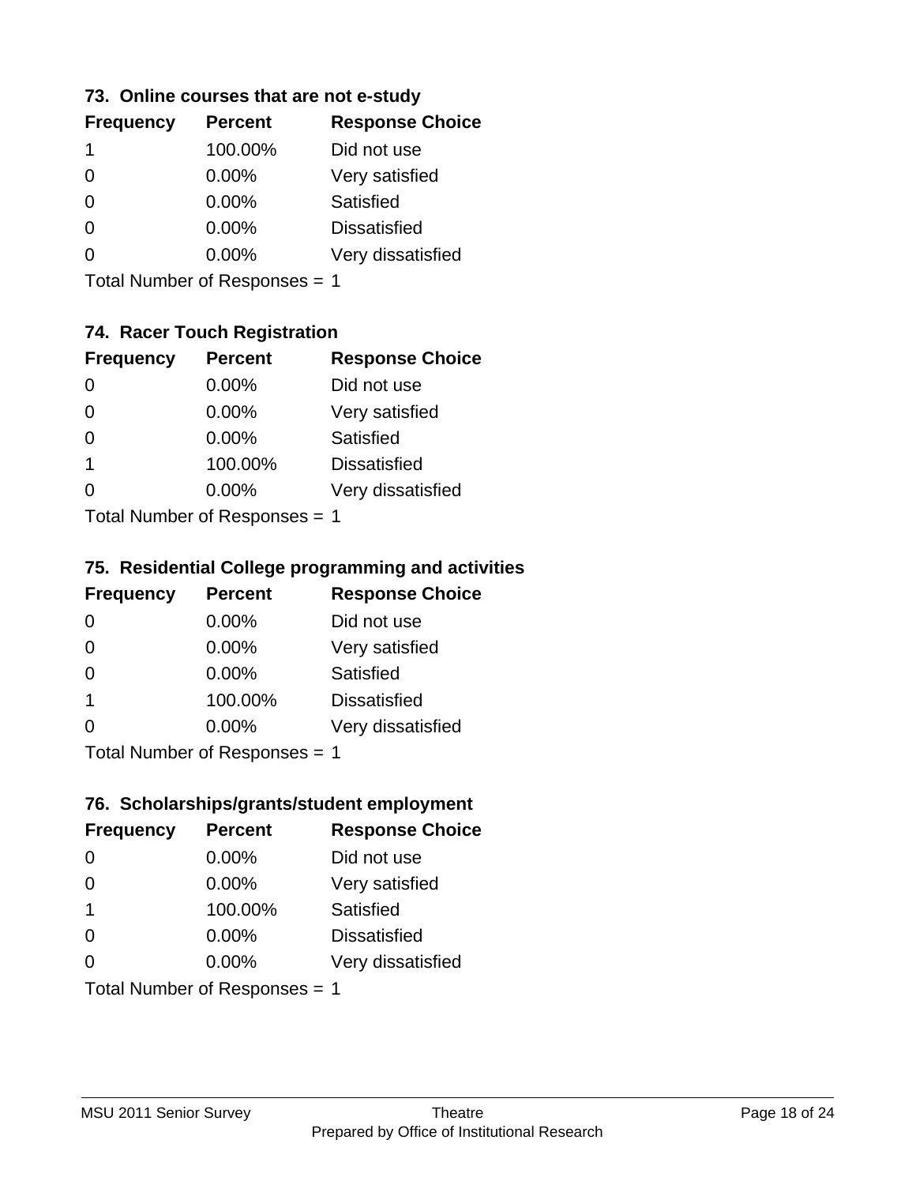### 73. Online courses that are not e-study

| Frequency | Percent | Response Choice |
|---|---|---|
| 1 | 100.00% | Did not use |
| 0 | 0.00% | Very satisfied |
| 0 | 0.00% | Satisfied |
| 0 | 0.00% | Dissatisfied |
| 0 | 0.00% | Very dissatisfied |

Total Number of Responses = 1

### 74. Racer Touch Registration

| Frequency | Percent | Response Choice |
|---|---|---|
| 0 | 0.00% | Did not use |
| 0 | 0.00% | Very satisfied |
| 0 | 0.00% | Satisfied |
| 1 | 100.00% | Dissatisfied |
| 0 | 0.00% | Very dissatisfied |

Total Number of Responses = 1

### 75. Residential College programming and activities

| Frequency | Percent | Response Choice |
|---|---|---|
| 0 | 0.00% | Did not use |
| 0 | 0.00% | Very satisfied |
| 0 | 0.00% | Satisfied |
| 1 | 100.00% | Dissatisfied |
| 0 | 0.00% | Very dissatisfied |

Total Number of Responses = 1

### 76. Scholarships/grants/student employment

| Frequency | Percent | Response Choice |
|---|---|---|
| 0 | 0.00% | Did not use |
| 0 | 0.00% | Very satisfied |
| 1 | 100.00% | Satisfied |
| 0 | 0.00% | Dissatisfied |
| 0 | 0.00% | Very dissatisfied |

Total Number of Responses = 1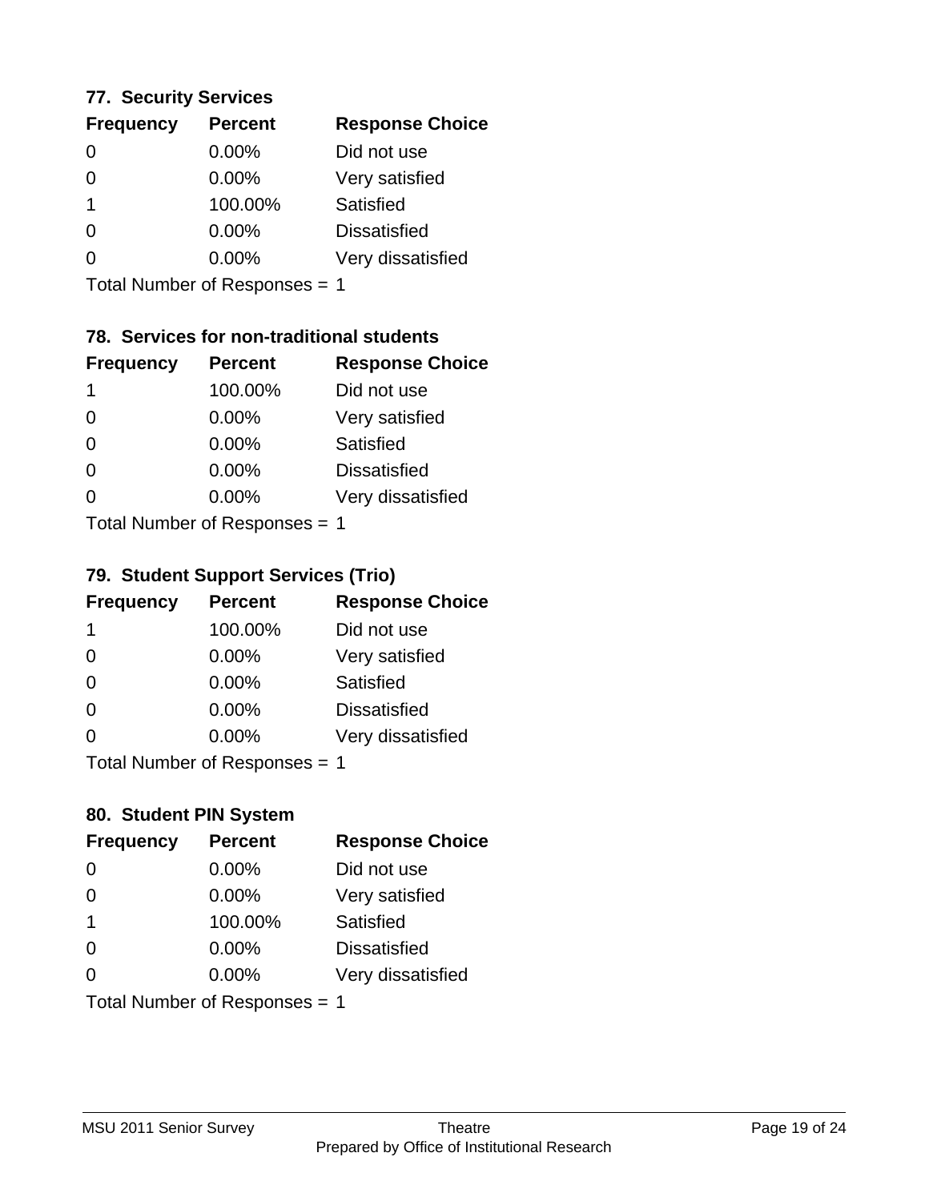### 77. Security Services

| Frequency | Percent | Response Choice |
|---|---|---|
| 0 | 0.00% | Did not use |
| 0 | 0.00% | Very satisfied |
| 1 | 100.00% | Satisfied |
| 0 | 0.00% | Dissatisfied |
| 0 | 0.00% | Very dissatisfied |

Total Number of Responses = 1

### 78. Services for non-traditional students

| Frequency | Percent | Response Choice |
|---|---|---|
| 1 | 100.00% | Did not use |
| 0 | 0.00% | Very satisfied |
| 0 | 0.00% | Satisfied |
| 0 | 0.00% | Dissatisfied |
| 0 | 0.00% | Very dissatisfied |

Total Number of Responses = 1

### 79. Student Support Services (Trio)

| Frequency | Percent | Response Choice |
|---|---|---|
| 1 | 100.00% | Did not use |
| 0 | 0.00% | Very satisfied |
| 0 | 0.00% | Satisfied |
| 0 | 0.00% | Dissatisfied |
| 0 | 0.00% | Very dissatisfied |

Total Number of Responses = 1

### 80. Student PIN System

| Frequency | Percent | Response Choice |
|---|---|---|
| 0 | 0.00% | Did not use |
| 0 | 0.00% | Very satisfied |
| 1 | 100.00% | Satisfied |
| 0 | 0.00% | Dissatisfied |
| 0 | 0.00% | Very dissatisfied |

Total Number of Responses = 1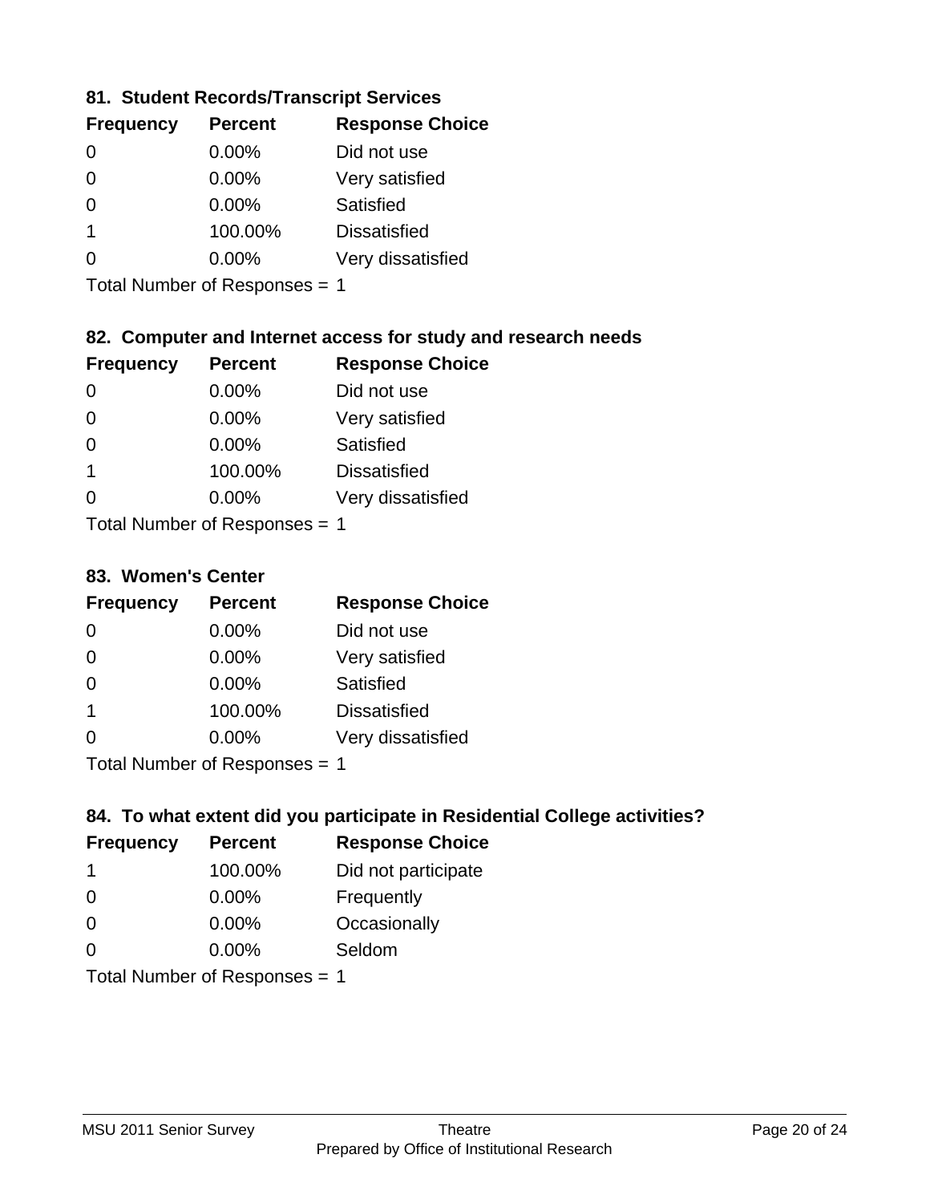### 81. Student Records/Transcript Services

| Frequency | Percent | Response Choice |
|---|---|---|
| 0 | 0.00% | Did not use |
| 0 | 0.00% | Very satisfied |
| 0 | 0.00% | Satisfied |
| 1 | 100.00% | Dissatisfied |
| 0 | 0.00% | Very dissatisfied |

Total Number of Responses = 1

### 82. Computer and Internet access for study and research needs

| Frequency | Percent | Response Choice |
|---|---|---|
| 0 | 0.00% | Did not use |
| 0 | 0.00% | Very satisfied |
| 0 | 0.00% | Satisfied |
| 1 | 100.00% | Dissatisfied |
| 0 | 0.00% | Very dissatisfied |

Total Number of Responses = 1

### 83. Women's Center

| Frequency | Percent | Response Choice |
|---|---|---|
| 0 | 0.00% | Did not use |
| 0 | 0.00% | Very satisfied |
| 0 | 0.00% | Satisfied |
| 1 | 100.00% | Dissatisfied |
| 0 | 0.00% | Very dissatisfied |

Total Number of Responses = 1

### 84. To what extent did you participate in Residential College activities?

| Frequency | Percent | Response Choice |
|---|---|---|
| 1 | 100.00% | Did not participate |
| 0 | 0.00% | Frequently |
| 0 | 0.00% | Occasionally |
| 0 | 0.00% | Seldom |

Total Number of Responses = 1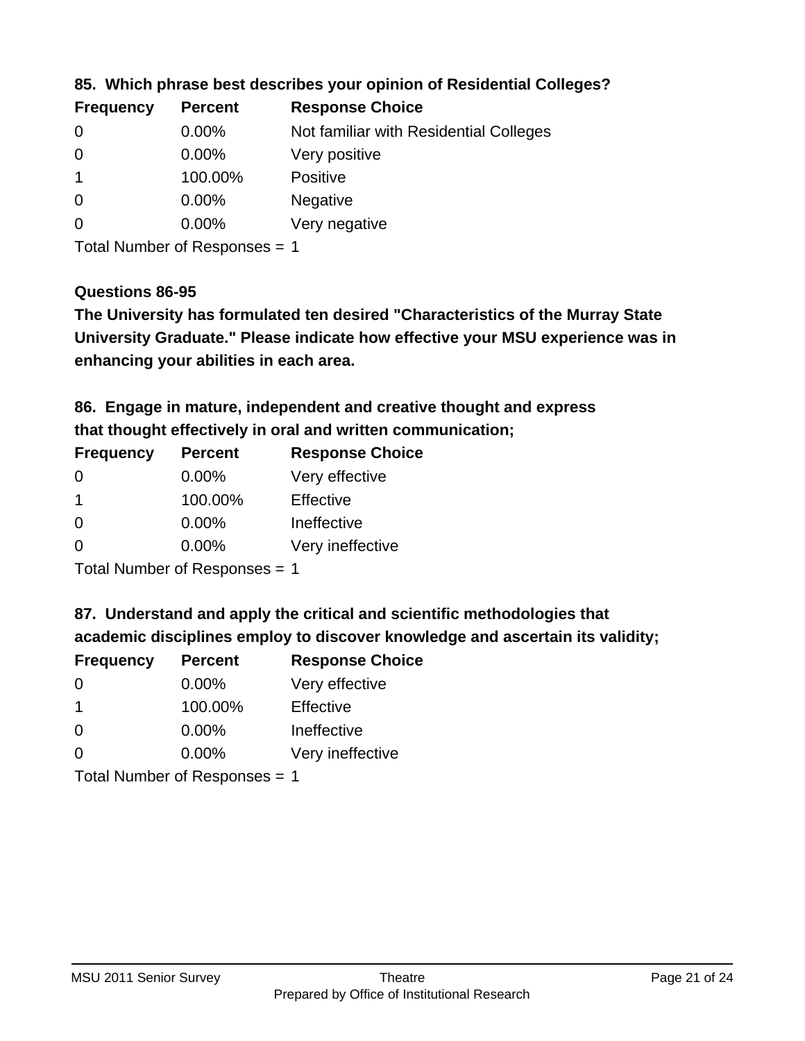**85. Which phrase best describes your opinion of Residential Colleges?**

| Frequency | Percent | Response Choice |
|---|---|---|
| 0 | 0.00% | Not familiar with Residential Colleges |
| 0 | 0.00% | Very positive |
| 1 | 100.00% | Positive |
| 0 | 0.00% | Negative |
| 0 | 0.00% | Very negative |

Total Number of Responses = 1

**Questions 86-95**

**The University has formulated ten desired "Characteristics of the Murray State University Graduate." Please indicate how effective your MSU experience was in enhancing your abilities in each area.**

**86. Engage in mature, independent and creative thought and express that thought effectively in oral and written communication;**

| Frequency | Percent | Response Choice |
|---|---|---|
| 0 | 0.00% | Very effective |
| 1 | 100.00% | Effective |
| 0 | 0.00% | Ineffective |
| 0 | 0.00% | Very ineffective |

Total Number of Responses = 1

**87. Understand and apply the critical and scientific methodologies that academic disciplines employ to discover knowledge and ascertain its validity;**

| Frequency | Percent | Response Choice |
|---|---|---|
| 0 | 0.00% | Very effective |
| 1 | 100.00% | Effective |
| 0 | 0.00% | Ineffective |
| 0 | 0.00% | Very ineffective |

Total Number of Responses = 1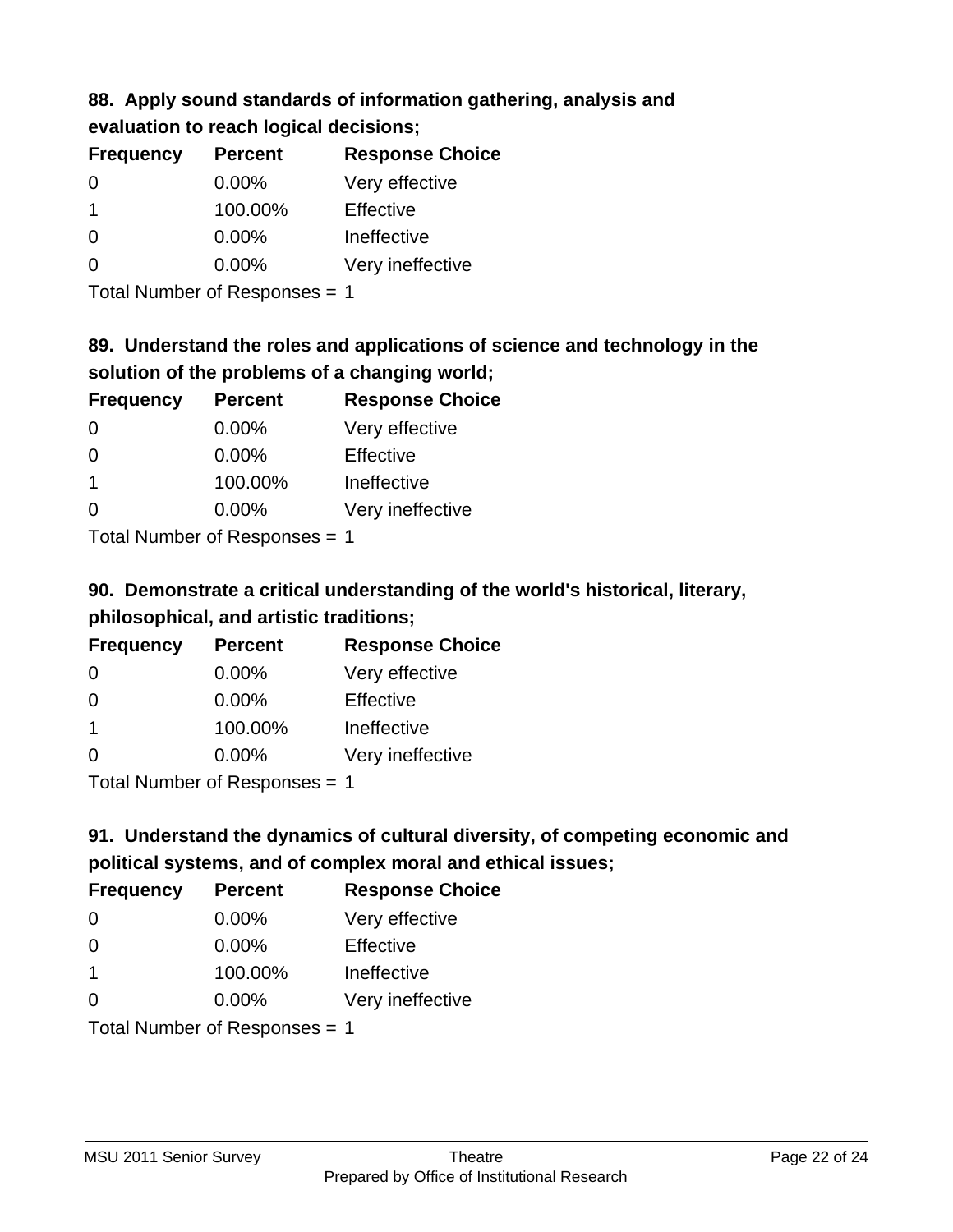**88. Apply sound standards of information gathering, analysis and evaluation to reach logical decisions;**

| Frequency | Percent | Response Choice |
|---|---|---|
| 0 | 0.00% | Very effective |
| 1 | 100.00% | Effective |
| 0 | 0.00% | Ineffective |
| 0 | 0.00% | Very ineffective |

Total Number of Responses = 1

**89. Understand the roles and applications of science and technology in the solution of the problems of a changing world;**

| Frequency | Percent | Response Choice |
|---|---|---|
| 0 | 0.00% | Very effective |
| 0 | 0.00% | Effective |
| 1 | 100.00% | Ineffective |
| 0 | 0.00% | Very ineffective |

Total Number of Responses = 1

**90. Demonstrate a critical understanding of the world's historical, literary, philosophical, and artistic traditions;**

| Frequency | Percent | Response Choice |
|---|---|---|
| 0 | 0.00% | Very effective |
| 0 | 0.00% | Effective |
| 1 | 100.00% | Ineffective |
| 0 | 0.00% | Very ineffective |

Total Number of Responses = 1

**91. Understand the dynamics of cultural diversity, of competing economic and political systems, and of complex moral and ethical issues;**

| Frequency | Percent | Response Choice |
|---|---|---|
| 0 | 0.00% | Very effective |
| 0 | 0.00% | Effective |
| 1 | 100.00% | Ineffective |
| 0 | 0.00% | Very ineffective |

Total Number of Responses = 1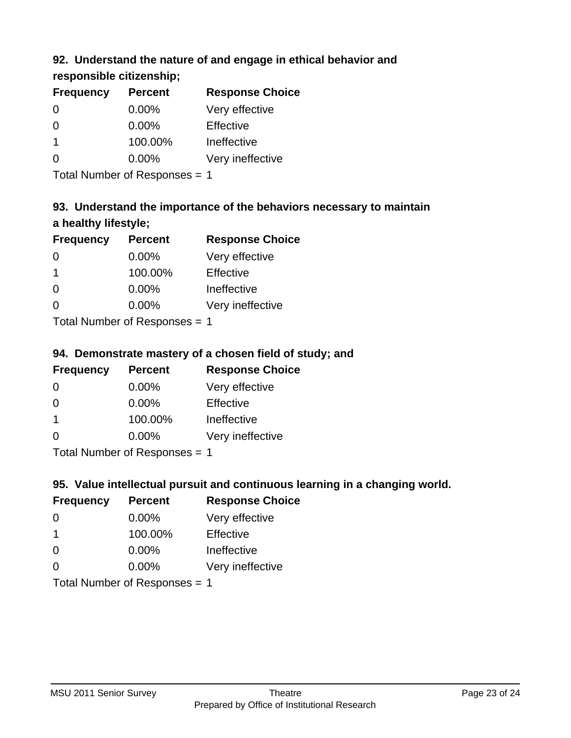### 92. Understand the nature of and engage in ethical behavior and responsible citizenship;

| Frequency | Percent | Response Choice |
|---|---|---|
| 0 | 0.00% | Very effective |
| 0 | 0.00% | Effective |
| 1 | 100.00% | Ineffective |
| 0 | 0.00% | Very ineffective |

Total Number of Responses = 1

### 93. Understand the importance of the behaviors necessary to maintain a healthy lifestyle;

| Frequency | Percent | Response Choice |
|---|---|---|
| 0 | 0.00% | Very effective |
| 1 | 100.00% | Effective |
| 0 | 0.00% | Ineffective |
| 0 | 0.00% | Very ineffective |

Total Number of Responses = 1

### 94. Demonstrate mastery of a chosen field of study; and

| Frequency | Percent | Response Choice |
|---|---|---|
| 0 | 0.00% | Very effective |
| 0 | 0.00% | Effective |
| 1 | 100.00% | Ineffective |
| 0 | 0.00% | Very ineffective |

Total Number of Responses = 1

### 95. Value intellectual pursuit and continuous learning in a changing world.

| Frequency | Percent | Response Choice |
|---|---|---|
| 0 | 0.00% | Very effective |
| 1 | 100.00% | Effective |
| 0 | 0.00% | Ineffective |
| 0 | 0.00% | Very ineffective |

Total Number of Responses = 1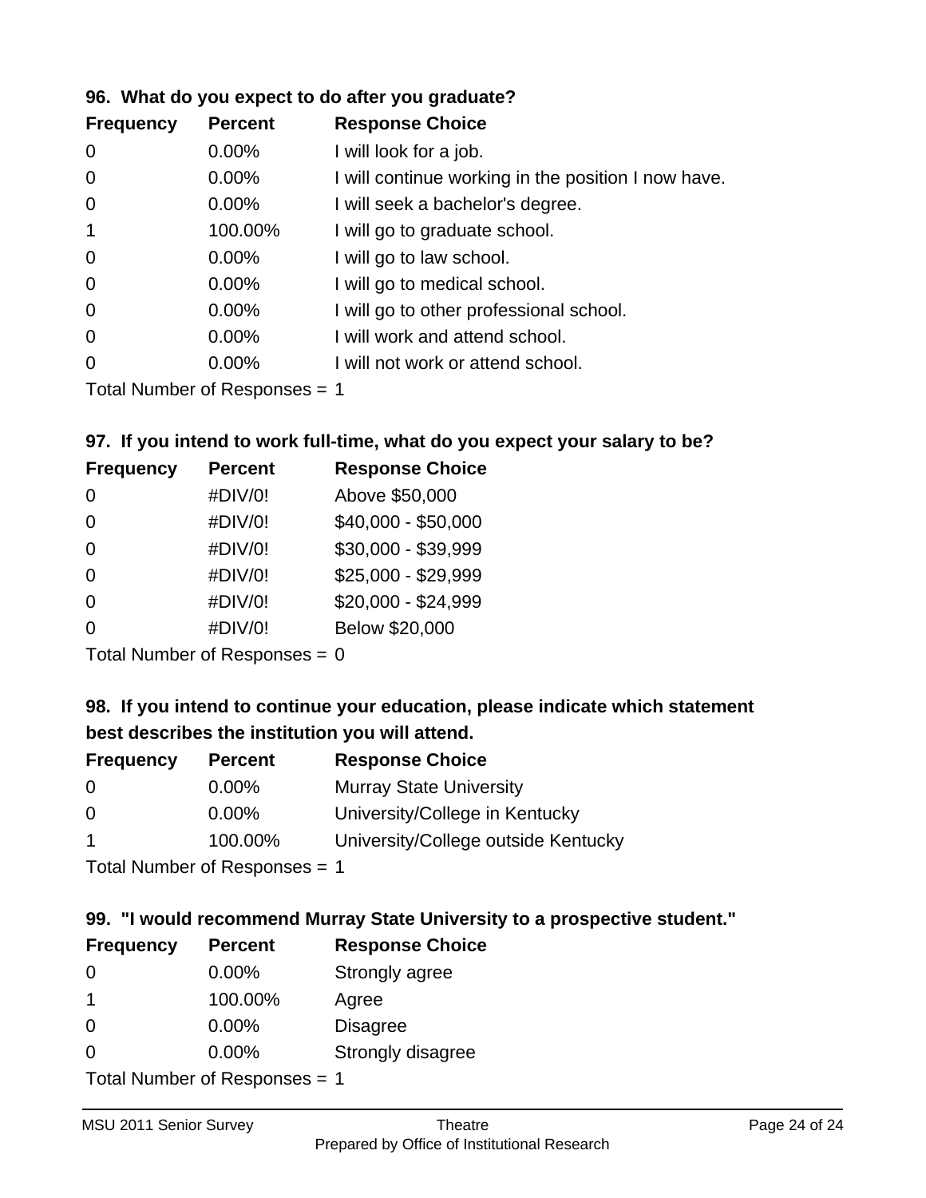### 96. What do you expect to do after you graduate?

| Frequency | Percent | Response Choice |
|---|---|---|
| 0 | 0.00% | I will look for a job. |
| 0 | 0.00% | I will continue working in the position I now have. |
| 0 | 0.00% | I will seek a bachelor's degree. |
| 1 | 100.00% | I will go to graduate school. |
| 0 | 0.00% | I will go to law school. |
| 0 | 0.00% | I will go to medical school. |
| 0 | 0.00% | I will go to other professional school. |
| 0 | 0.00% | I will work and attend school. |
| 0 | 0.00% | I will not work or attend school. |

Total Number of Responses = 1

### 97. If you intend to work full-time, what do you expect your salary to be?

| Frequency | Percent | Response Choice |
|---|---|---|
| 0 | #DIV/0! | Above $50,000 |
| 0 | #DIV/0! | $40,000 - $50,000 |
| 0 | #DIV/0! | $30,000 - $39,999 |
| 0 | #DIV/0! | $25,000 - $29,999 |
| 0 | #DIV/0! | $20,000 - $24,999 |
| 0 | #DIV/0! | Below $20,000 |

Total Number of Responses = 0

### 98. If you intend to continue your education, please indicate which statement best describes the institution you will attend.

| Frequency | Percent | Response Choice |
|---|---|---|
| 0 | 0.00% | Murray State University |
| 0 | 0.00% | University/College in Kentucky |
| 1 | 100.00% | University/College outside Kentucky |

Total Number of Responses = 1

### 99. "I would recommend Murray State University to a prospective student."

| Frequency | Percent | Response Choice |
|---|---|---|
| 0 | 0.00% | Strongly agree |
| 1 | 100.00% | Agree |
| 0 | 0.00% | Disagree |
| 0 | 0.00% | Strongly disagree |

Total Number of Responses = 1